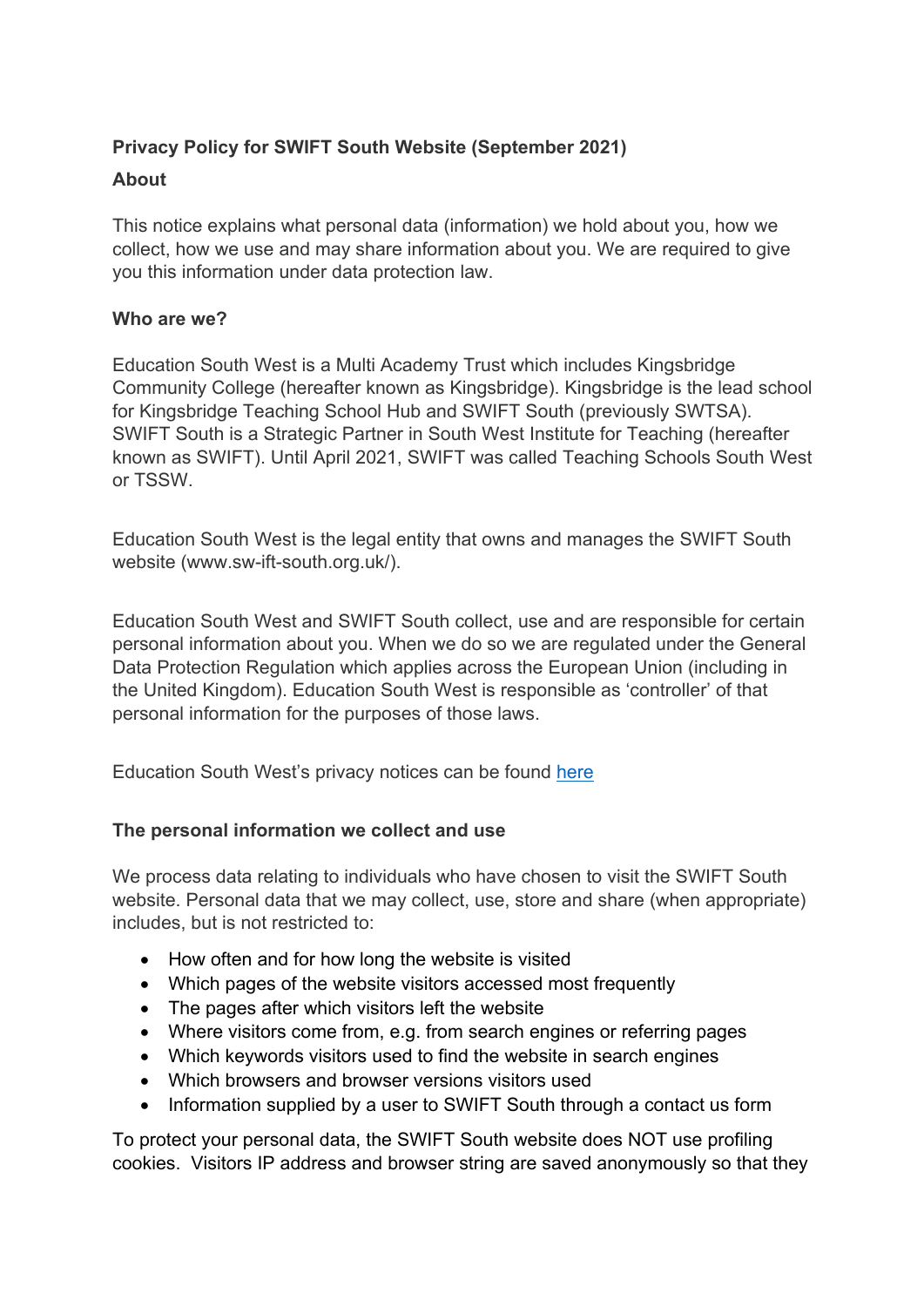**Privacy Policy for SWIFT South Website (September 2021)**

**About**

This notice explains what personal data (information) we hold about you, how we collect, how we use and may share information about you. We are required to give you this information under data protection law.

**Who are we?**

Education South West is a Multi Academy Trust which includes Kingsbridge Community College (hereafter known as Kingsbridge). Kingsbridge is the lead school for Kingsbridge Teaching School Hub and SWIFT South (previously SWTSA). SWIFT South is a Strategic Partner in South West Institute for Teaching (hereafter known as SWIFT). Until April 2021, SWIFT was called Teaching Schools South West or TSSW.

Education South West is the legal entity that owns and manages the SWIFT South website (www.sw-ift-south.org.uk/).

Education South West and SWIFT South collect, use and are responsible for certain personal information about you. When we do so we are regulated under the General Data Protection Regulation which applies across the European Union (including in the United Kingdom). Education South West is responsible as 'controller' of that personal information for the purposes of those laws.

Education South West's privacy notices can be found [here]

**The personal information we collect and use**

We process data relating to individuals who have chosen to visit the SWIFT South website. Personal data that we may collect, use, store and share (when appropriate) includes, but is not restricted to:

- How often and for how long the website is visited
- Which pages of the website visitors accessed most frequently
- The pages after which visitors left the website
- Where visitors come from, e.g. from search engines or referring pages
- Which keywords visitors used to find the website in search engines
- Which browsers and browser versions visitors used
- Information supplied by a user to SWIFT South through a contact us form

To protect your personal data, the SWIFT South website does NOT use profiling cookies. Visitors IP address and browser string are saved anonymously so that they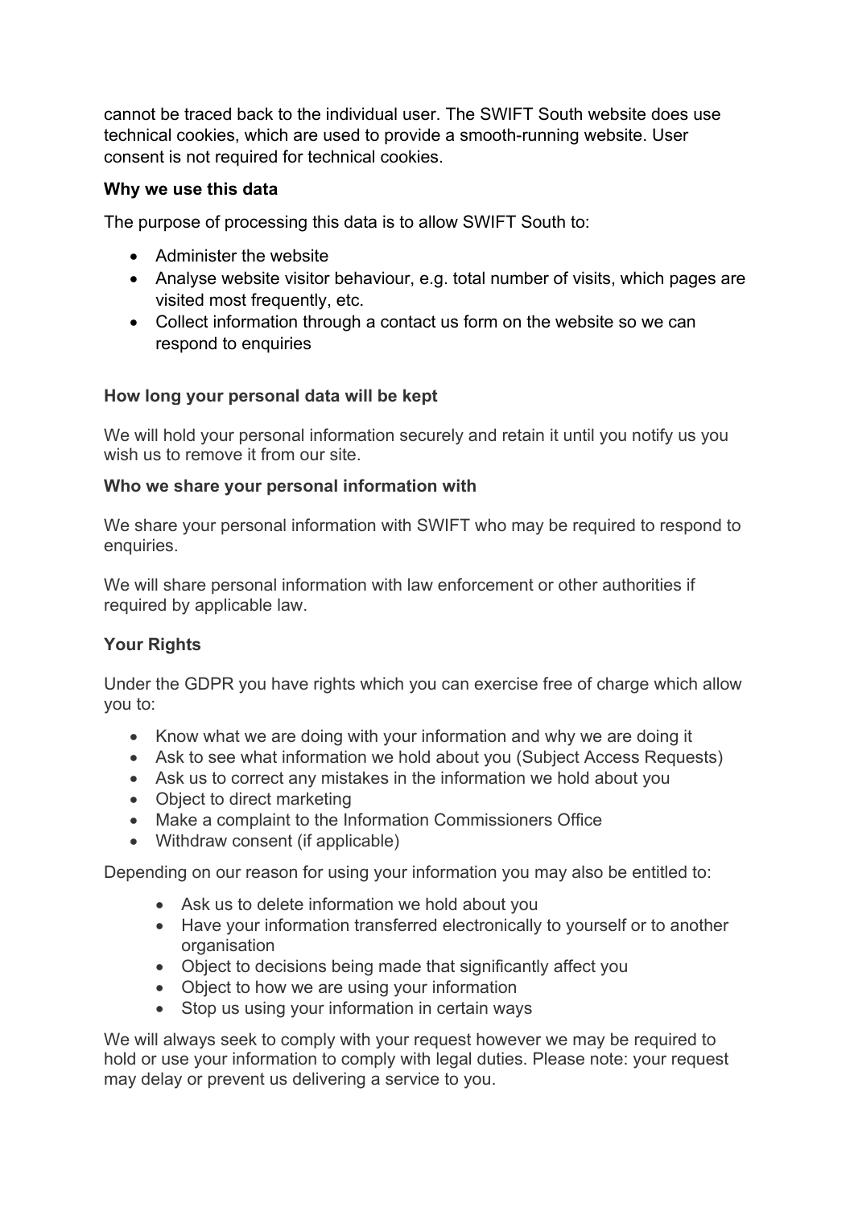cannot be traced back to the individual user. The SWIFT South website does use technical cookies, which are used to provide a smooth-running website. User consent is not required for technical cookies.

**Why we use this data**

The purpose of processing this data is to allow SWIFT South to:

- Administer the website
- Analyse website visitor behaviour, e.g. total number of visits, which pages are visited most frequently, etc.
- Collect information through a contact us form on the website so we can respond to enquiries

**How long your personal data will be kept**

We will hold your personal information securely and retain it until you notify us you wish us to remove it from our site.

**Who we share your personal information with**

We share your personal information with SWIFT who may be required to respond to enquiries.

We will share personal information with law enforcement or other authorities if required by applicable law.

**Your Rights**

Under the GDPR you have rights which you can exercise free of charge which allow you to:

- Know what we are doing with your information and why we are doing it
- Ask to see what information we hold about you (Subject Access Requests)
- Ask us to correct any mistakes in the information we hold about you
- Object to direct marketing
- Make a complaint to the Information Commissioners Office
- Withdraw consent (if applicable)

Depending on our reason for using your information you may also be entitled to:

- Ask us to delete information we hold about you
- Have your information transferred electronically to yourself or to another organisation
- Object to decisions being made that significantly affect you
- Object to how we are using your information
- Stop us using your information in certain ways

We will always seek to comply with your request however we may be required to hold or use your information to comply with legal duties. Please note: your request may delay or prevent us delivering a service to you.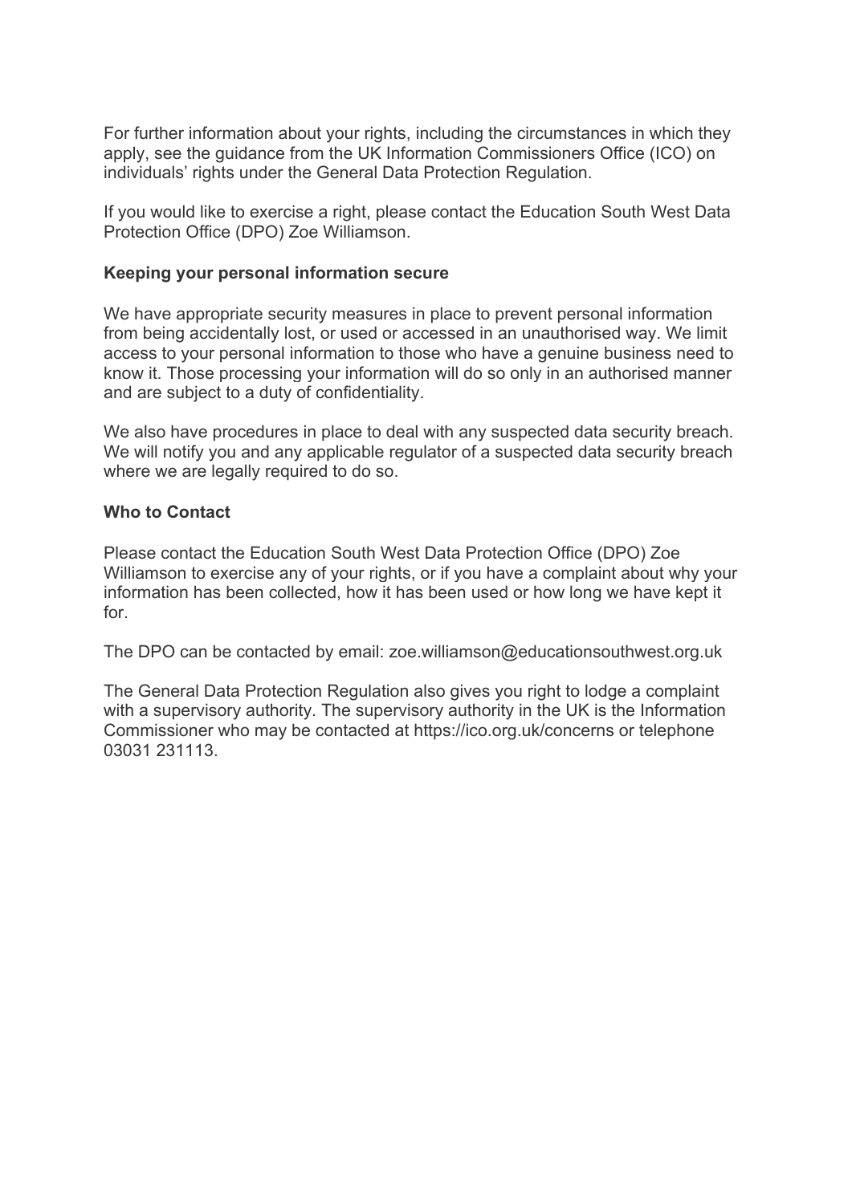For further information about your rights, including the circumstances in which they apply, see the guidance from the UK Information Commissioners Office (ICO) on individuals' rights under the General Data Protection Regulation.

If you would like to exercise a right, please contact the Education South West Data Protection Office (DPO) Zoe Williamson.

**Keeping your personal information secure**

We have appropriate security measures in place to prevent personal information from being accidentally lost, or used or accessed in an unauthorised way. We limit access to your personal information to those who have a genuine business need to know it. Those processing your information will do so only in an authorised manner and are subject to a duty of confidentiality.

We also have procedures in place to deal with any suspected data security breach. We will notify you and any applicable regulator of a suspected data security breach where we are legally required to do so.

**Who to Contact**

Please contact the Education South West Data Protection Office (DPO) Zoe Williamson to exercise any of your rights, or if you have a complaint about why your information has been collected, how it has been used or how long we have kept it for.

The DPO can be contacted by email: zoe.williamson@educationsouthwest.org.uk

The General Data Protection Regulation also gives you right to lodge a complaint with a supervisory authority. The supervisory authority in the UK is the Information Commissioner who may be contacted at https://ico.org.uk/concerns or telephone 03031 231113.